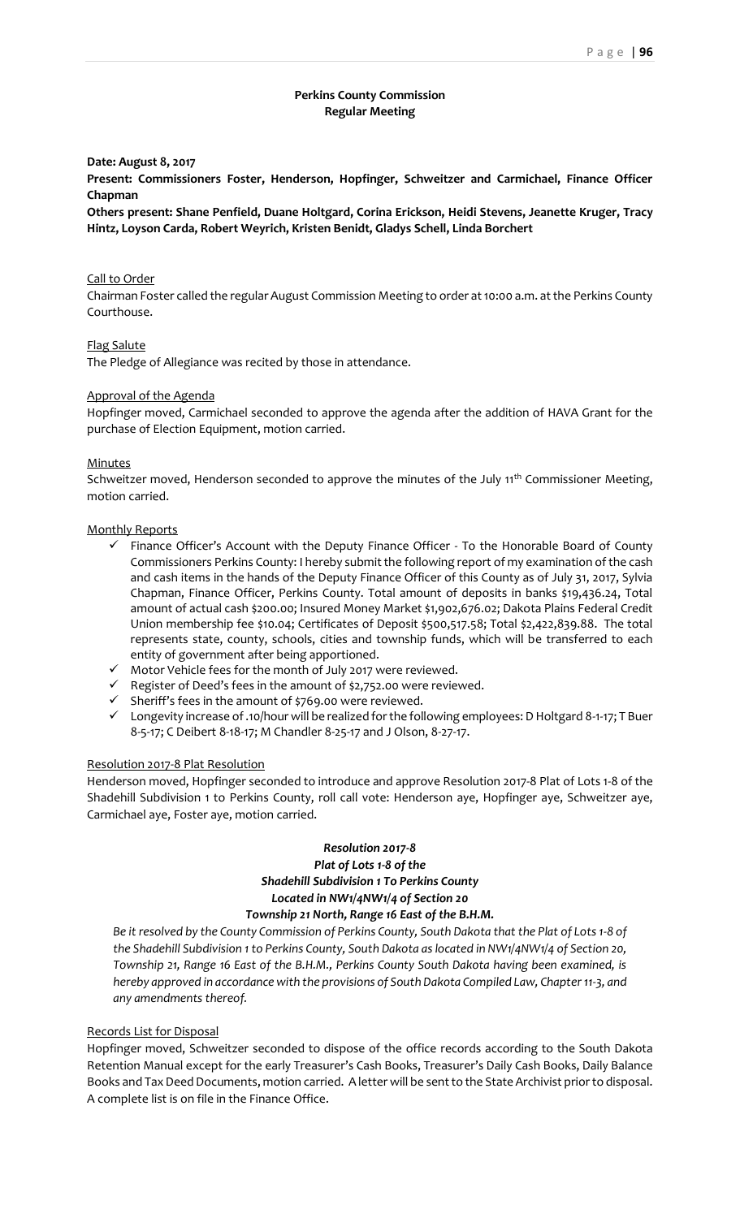**Perkins County Commission**
**Regular Meeting**

**Date: August 8, 2017**

**Present: Commissioners Foster, Henderson, Hopfinger, Schweitzer and Carmichael, Finance Officer Chapman**

**Others present: Shane Penfield, Duane Holtgard, Corina Erickson, Heidi Stevens, Jeanette Kruger, Tracy Hintz, Loyson Carda, Robert Weyrich, Kristen Benidt, Gladys Schell, Linda Borchert**

Call to Order

Chairman Foster called the regular August Commission Meeting to order at 10:00 a.m. at the Perkins County Courthouse.

Flag Salute

The Pledge of Allegiance was recited by those in attendance.

Approval of the Agenda

Hopfinger moved, Carmichael seconded to approve the agenda after the addition of HAVA Grant for the purchase of Election Equipment, motion carried.

Minutes

Schweitzer moved, Henderson seconded to approve the minutes of the July 11th Commissioner Meeting, motion carried.

Monthly Reports

- ✓ Finance Officer's Account with the Deputy Finance Officer - To the Honorable Board of County Commissioners Perkins County: I hereby submit the following report of my examination of the cash and cash items in the hands of the Deputy Finance Officer of this County as of July 31, 2017, Sylvia Chapman, Finance Officer, Perkins County. Total amount of deposits in banks $19,436.24, Total amount of actual cash $200.00; Insured Money Market $1,902,676.02; Dakota Plains Federal Credit Union membership fee $10.04; Certificates of Deposit $500,517.58; Total $2,422,839.88. The total represents state, county, schools, cities and township funds, which will be transferred to each entity of government after being apportioned.
- ✓ Motor Vehicle fees for the month of July 2017 were reviewed.
- ✓ Register of Deed's fees in the amount of $2,752.00 were reviewed.
- ✓ Sheriff's fees in the amount of $769.00 were reviewed.
- ✓ Longevity increase of .10/hour will be realized for the following employees: D Holtgard 8-1-17; T Buer 8-5-17; C Deibert 8-18-17; M Chandler 8-25-17 and J Olson, 8-27-17.

Resolution 2017-8 Plat Resolution

Henderson moved, Hopfinger seconded to introduce and approve Resolution 2017-8 Plat of Lots 1-8 of the Shadehill Subdivision 1 to Perkins County, roll call vote: Henderson aye, Hopfinger aye, Schweitzer aye, Carmichael aye, Foster aye, motion carried.

***Resolution 2017-8***
***Plat of Lots 1-8 of the***
***Shadehill Subdivision 1 To Perkins County***
***Located in NW1/4NW1/4 of Section 20***
***Township 21 North, Range 16 East of the B.H.M.***

*Be it resolved by the County Commission of Perkins County, South Dakota that the Plat of Lots 1-8 of the Shadehill Subdivision 1 to Perkins County, South Dakota as located in NW1/4NW1/4 of Section 20, Township 21, Range 16 East of the B.H.M., Perkins County South Dakota having been examined, is hereby approved in accordance with the provisions of South Dakota Compiled Law, Chapter 11-3, and any amendments thereof.*

Records List for Disposal

Hopfinger moved, Schweitzer seconded to dispose of the office records according to the South Dakota Retention Manual except for the early Treasurer's Cash Books, Treasurer's Daily Cash Books, Daily Balance Books and Tax Deed Documents, motion carried. A letter will be sent to the State Archivist prior to disposal. A complete list is on file in the Finance Office.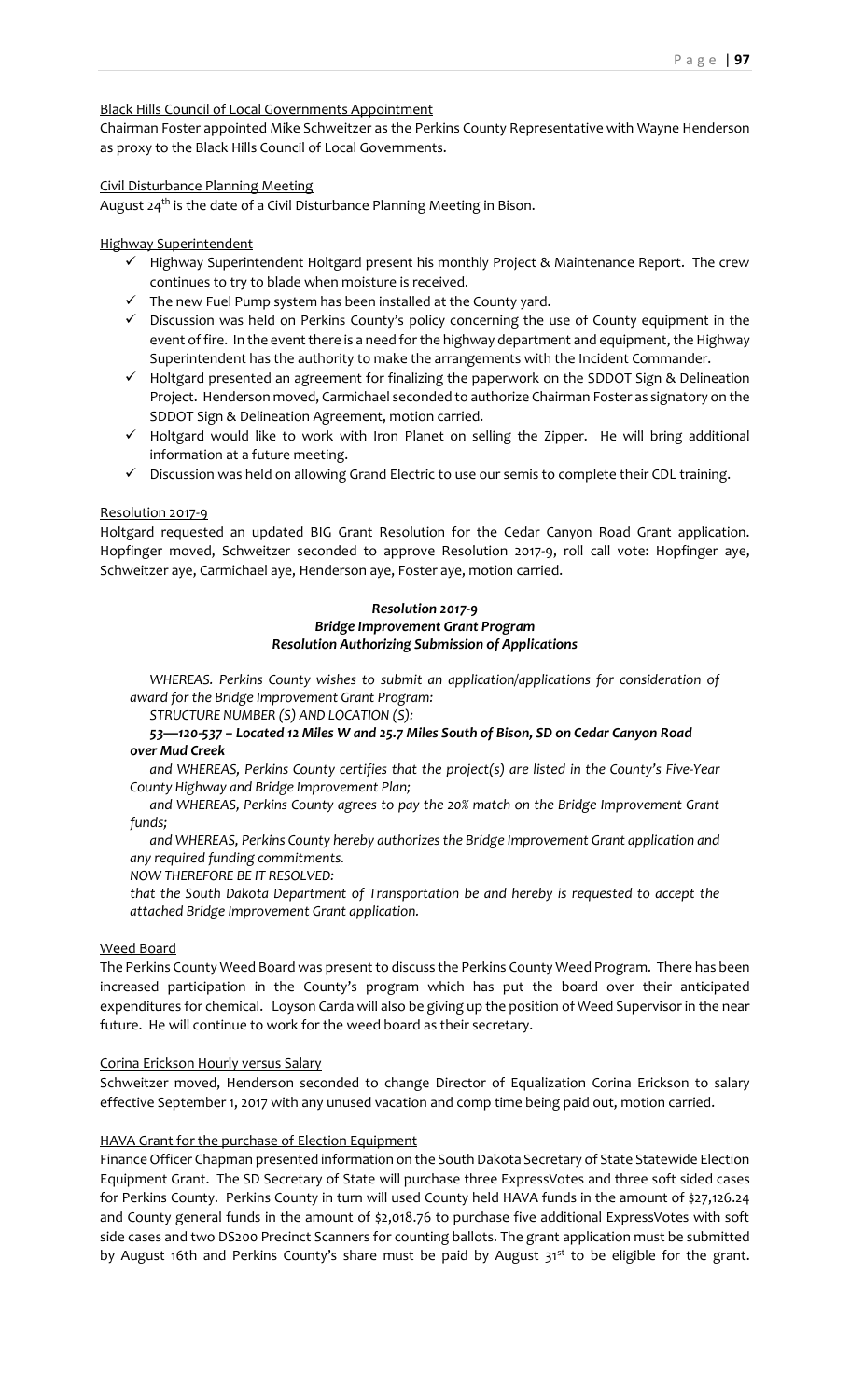Black Hills Council of Local Governments Appointment

Chairman Foster appointed Mike Schweitzer as the Perkins County Representative with Wayne Henderson as proxy to the Black Hills Council of Local Governments.

Civil Disturbance Planning Meeting

August 24th is the date of a Civil Disturbance Planning Meeting in Bison.

Highway Superintendent

- ✓ Highway Superintendent Holtgard present his monthly Project & Maintenance Report. The crew continues to try to blade when moisture is received.
- ✓ The new Fuel Pump system has been installed at the County yard.
- ✓ Discussion was held on Perkins County's policy concerning the use of County equipment in the event of fire. In the event there is a need for the highway department and equipment, the Highway Superintendent has the authority to make the arrangements with the Incident Commander.
- ✓ Holtgard presented an agreement for finalizing the paperwork on the SDDOT Sign & Delineation Project. Henderson moved, Carmichael seconded to authorize Chairman Foster as signatory on the SDDOT Sign & Delineation Agreement, motion carried.
- ✓ Holtgard would like to work with Iron Planet on selling the Zipper. He will bring additional information at a future meeting.
- ✓ Discussion was held on allowing Grand Electric to use our semis to complete their CDL training.

Resolution 2017-9

Holtgard requested an updated BIG Grant Resolution for the Cedar Canyon Road Grant application. Hopfinger moved, Schweitzer seconded to approve Resolution 2017-9, roll call vote: Hopfinger aye, Schweitzer aye, Carmichael aye, Henderson aye, Foster aye, motion carried.

***Resolution 2017-9***
***Bridge Improvement Grant Program***
***Resolution Authorizing Submission of Applications***

*WHEREAS. Perkins County wishes to submit an application/applications for consideration of award for the Bridge Improvement Grant Program:*

*STRUCTURE NUMBER (S) AND LOCATION (S):*

***53—120-537 – Located 12 Miles W and 25.7 Miles South of Bison, SD on Cedar Canyon Road over Mud Creek***

*and WHEREAS, Perkins County certifies that the project(s) are listed in the County's Five-Year County Highway and Bridge Improvement Plan;*

*and WHEREAS, Perkins County agrees to pay the 20% match on the Bridge Improvement Grant funds;*

*and WHEREAS, Perkins County hereby authorizes the Bridge Improvement Grant application and any required funding commitments.*

*NOW THEREFORE BE IT RESOLVED:*

*that the South Dakota Department of Transportation be and hereby is requested to accept the attached Bridge Improvement Grant application.*

Weed Board

The Perkins County Weed Board was present to discuss the Perkins County Weed Program. There has been increased participation in the County's program which has put the board over their anticipated expenditures for chemical. Loyson Carda will also be giving up the position of Weed Supervisor in the near future. He will continue to work for the weed board as their secretary.

Corina Erickson Hourly versus Salary

Schweitzer moved, Henderson seconded to change Director of Equalization Corina Erickson to salary effective September 1, 2017 with any unused vacation and comp time being paid out, motion carried.

HAVA Grant for the purchase of Election Equipment

Finance Officer Chapman presented information on the South Dakota Secretary of State Statewide Election Equipment Grant. The SD Secretary of State will purchase three ExpressVotes and three soft sided cases for Perkins County. Perkins County in turn will used County held HAVA funds in the amount of $27,126.24 and County general funds in the amount of $2,018.76 to purchase five additional ExpressVotes with soft side cases and two DS200 Precinct Scanners for counting ballots. The grant application must be submitted by August 16th and Perkins County's share must be paid by August 31st to be eligible for the grant.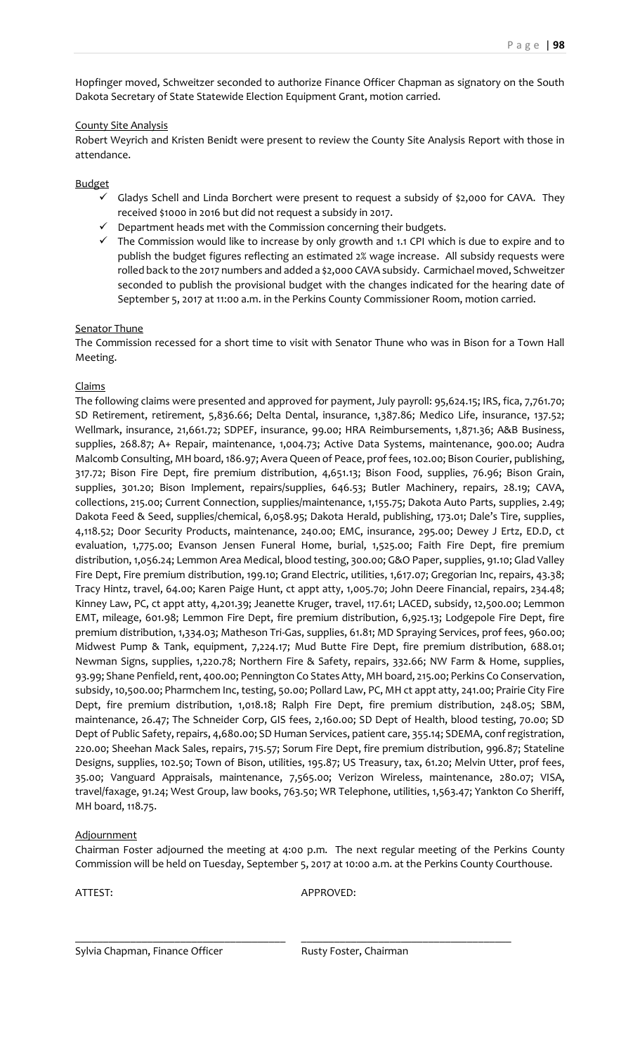Hopfinger moved, Schweitzer seconded to authorize Finance Officer Chapman as signatory on the South Dakota Secretary of State Statewide Election Equipment Grant, motion carried.

County Site Analysis

Robert Weyrich and Kristen Benidt were present to review the County Site Analysis Report with those in attendance.

Budget

- ✓ Gladys Schell and Linda Borchert were present to request a subsidy of $2,000 for CAVA. They received $1000 in 2016 but did not request a subsidy in 2017.
- ✓ Department heads met with the Commission concerning their budgets.
- ✓ The Commission would like to increase by only growth and 1.1 CPI which is due to expire and to publish the budget figures reflecting an estimated 2% wage increase. All subsidy requests were rolled back to the 2017 numbers and added a $2,000 CAVA subsidy. Carmichael moved, Schweitzer seconded to publish the provisional budget with the changes indicated for the hearing date of September 5, 2017 at 11:00 a.m. in the Perkins County Commissioner Room, motion carried.

Senator Thune

The Commission recessed for a short time to visit with Senator Thune who was in Bison for a Town Hall Meeting.

Claims

The following claims were presented and approved for payment, July payroll: 95,624.15; IRS, fica, 7,761.70; SD Retirement, retirement, 5,836.66; Delta Dental, insurance, 1,387.86; Medico Life, insurance, 137.52; Wellmark, insurance, 21,661.72; SDPEF, insurance, 99.00; HRA Reimbursements, 1,871.36; A&B Business, supplies, 268.87; A+ Repair, maintenance, 1,004.73; Active Data Systems, maintenance, 900.00; Audra Malcomb Consulting, MH board, 186.97; Avera Queen of Peace, prof fees, 102.00; Bison Courier, publishing, 317.72; Bison Fire Dept, fire premium distribution, 4,651.13; Bison Food, supplies, 76.96; Bison Grain, supplies, 301.20; Bison Implement, repairs/supplies, 646.53; Butler Machinery, repairs, 28.19; CAVA, collections, 215.00; Current Connection, supplies/maintenance, 1,155.75; Dakota Auto Parts, supplies, 2.49; Dakota Feed & Seed, supplies/chemical, 6,058.95; Dakota Herald, publishing, 173.01; Dale's Tire, supplies, 4,118.52; Door Security Products, maintenance, 240.00; EMC, insurance, 295.00; Dewey J Ertz, ED.D, ct evaluation, 1,775.00; Evanson Jensen Funeral Home, burial, 1,525.00; Faith Fire Dept, fire premium distribution, 1,056.24; Lemmon Area Medical, blood testing, 300.00; G&O Paper, supplies, 91.10; Glad Valley Fire Dept, Fire premium distribution, 199.10; Grand Electric, utilities, 1,617.07; Gregorian Inc, repairs, 43.38; Tracy Hintz, travel, 64.00; Karen Paige Hunt, ct appt atty, 1,005.70; John Deere Financial, repairs, 234.48; Kinney Law, PC, ct appt atty, 4,201.39; Jeanette Kruger, travel, 117.61; LACED, subsidy, 12,500.00; Lemmon EMT, mileage, 601.98; Lemmon Fire Dept, fire premium distribution, 6,925.13; Lodgepole Fire Dept, fire premium distribution, 1,334.03; Matheson Tri-Gas, supplies, 61.81; MD Spraying Services, prof fees, 960.00; Midwest Pump & Tank, equipment, 7,224.17; Mud Butte Fire Dept, fire premium distribution, 688.01; Newman Signs, supplies, 1,220.78; Northern Fire & Safety, repairs, 332.66; NW Farm & Home, supplies, 93.99; Shane Penfield, rent, 400.00; Pennington Co States Atty, MH board, 215.00; Perkins Co Conservation, subsidy, 10,500.00; Pharmchem Inc, testing, 50.00; Pollard Law, PC, MH ct appt atty, 241.00; Prairie City Fire Dept, fire premium distribution, 1,018.18; Ralph Fire Dept, fire premium distribution, 248.05; SBM, maintenance, 26.47; The Schneider Corp, GIS fees, 2,160.00; SD Dept of Health, blood testing, 70.00; SD Dept of Public Safety, repairs, 4,680.00; SD Human Services, patient care, 355.14; SDEMA, conf registration, 220.00; Sheehan Mack Sales, repairs, 715.57; Sorum Fire Dept, fire premium distribution, 996.87; Stateline Designs, supplies, 102.50; Town of Bison, utilities, 195.87; US Treasury, tax, 61.20; Melvin Utter, prof fees, 35.00; Vanguard Appraisals, maintenance, 7,565.00; Verizon Wireless, maintenance, 280.07; VISA, travel/faxage, 91.24; West Group, law books, 763.50; WR Telephone, utilities, 1,563.47; Yankton Co Sheriff, MH board, 118.75.

Adjournment

Chairman Foster adjourned the meeting at 4:00 p.m. The next regular meeting of the Perkins County Commission will be held on Tuesday, September 5, 2017 at 10:00 a.m. at the Perkins County Courthouse.

ATTEST: APPROVED:

_______________________________ _______________________________

Sylvia Chapman, Finance Officer Rusty Foster, Chairman